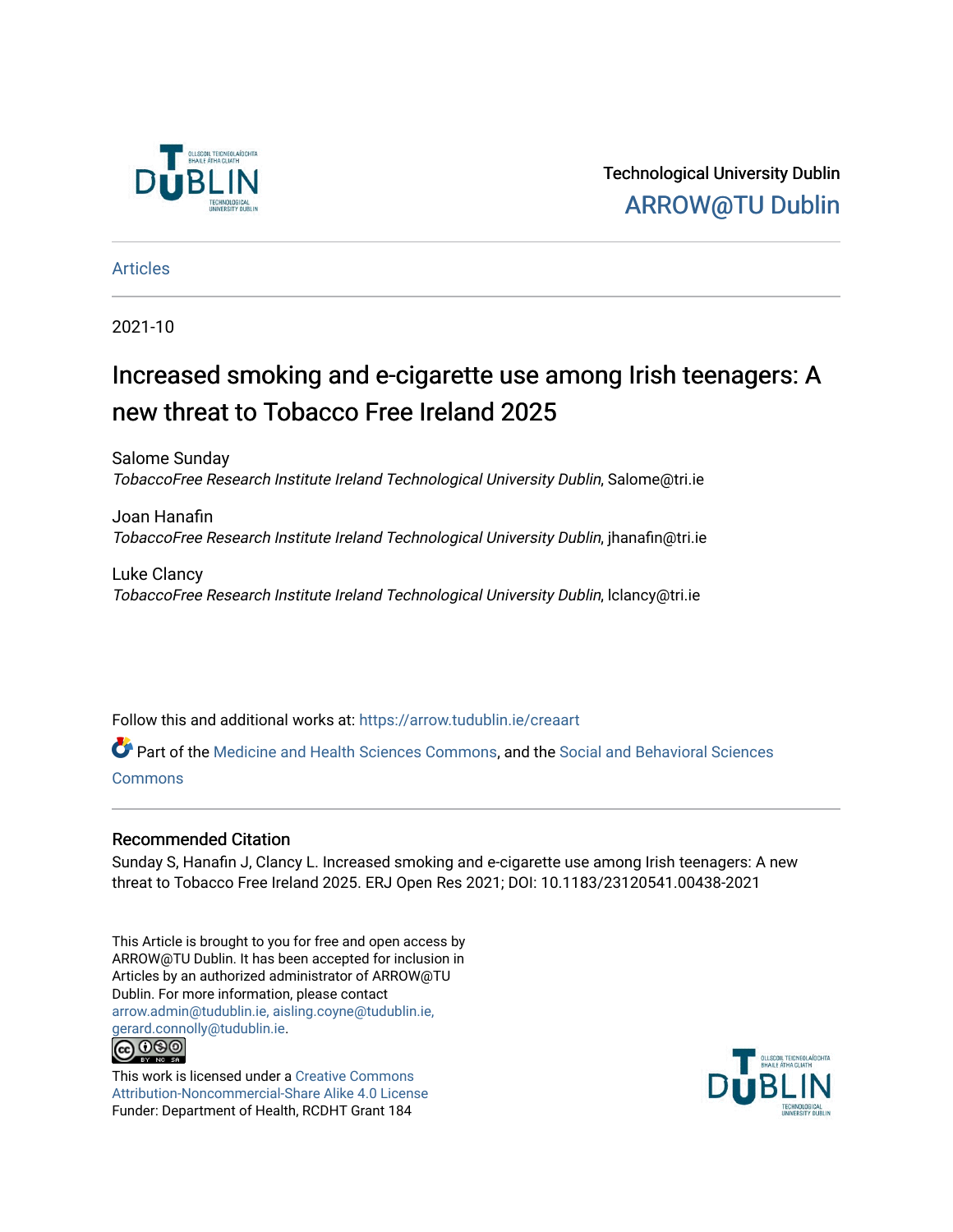Technological University Dublin

ARROW@TU Dublin

Articles

2021-10

# Increased smoking and e-cigarette use among Irish teenagers: A new threat to Tobacco Free Ireland 2025

Salome Sunday
*TobaccoFree Research Institute Ireland Technological University Dublin*, Salome@tri.ie

Joan Hanafin
*TobaccoFree Research Institute Ireland Technological University Dublin*, jhanafin@tri.ie

Luke Clancy
*TobaccoFree Research Institute Ireland Technological University Dublin*, lclancy@tri.ie

Follow this and additional works at: https://arrow.tudublin.ie/creaart

Part of the Medicine and Health Sciences Commons, and the Social and Behavioral Sciences Commons

## Recommended Citation

Sunday S, Hanafin J, Clancy L. Increased smoking and e-cigarette use among Irish teenagers: A new threat to Tobacco Free Ireland 2025. ERJ Open Res 2021; DOI: 10.1183/23120541.00438-2021

This Article is brought to you for free and open access by ARROW@TU Dublin. It has been accepted for inclusion in Articles by an authorized administrator of ARROW@TU Dublin. For more information, please contact arrow.admin@tudublin.ie, aisling.coyne@tudublin.ie, gerard.connolly@tudublin.ie.

This work is licensed under a Creative Commons Attribution-Noncommercial-Share Alike 4.0 License
Funder: Department of Health, RCDHT Grant 184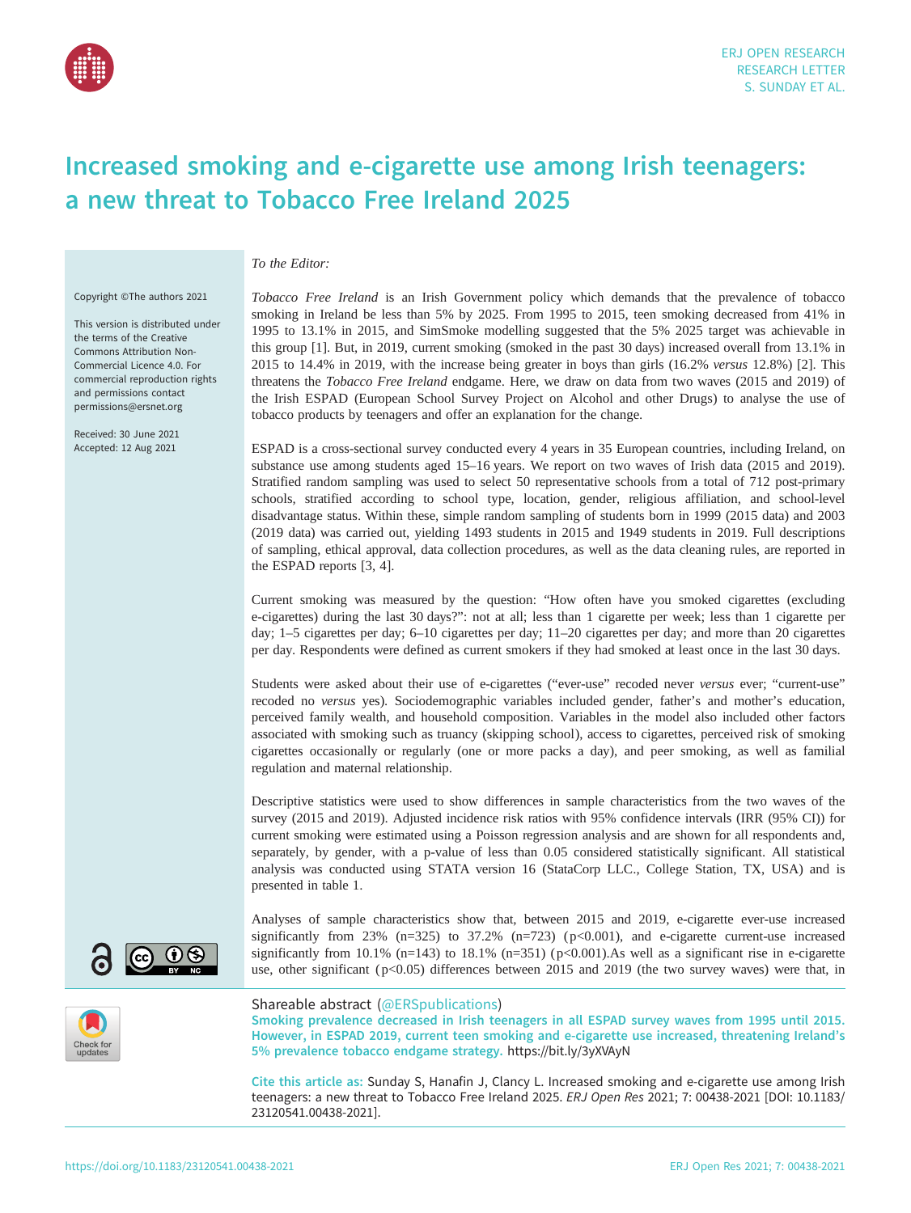# Increased smoking and e-cigarette use among Irish teenagers: a new threat to Tobacco Free Ireland 2025

Copyright ©The authors 2021

This version is distributed under the terms of the Creative Commons Attribution Non-Commercial Licence 4.0. For commercial reproduction rights and permissions contact permissions@ersnet.org

Received: 30 June 2021
Accepted: 12 Aug 2021

*To the Editor:*

*Tobacco Free Ireland* is an Irish Government policy which demands that the prevalence of tobacco smoking in Ireland be less than 5% by 2025. From 1995 to 2015, teen smoking decreased from 41% in 1995 to 13.1% in 2015, and SimSmoke modelling suggested that the 5% 2025 target was achievable in this group [1]. But, in 2019, current smoking (smoked in the past 30 days) increased overall from 13.1% in 2015 to 14.4% in 2019, with the increase being greater in boys than girls (16.2% *versus* 12.8%) [2]. This threatens the *Tobacco Free Ireland* endgame. Here, we draw on data from two waves (2015 and 2019) of the Irish ESPAD (European School Survey Project on Alcohol and other Drugs) to analyse the use of tobacco products by teenagers and offer an explanation for the change.

ESPAD is a cross-sectional survey conducted every 4 years in 35 European countries, including Ireland, on substance use among students aged 15–16 years. We report on two waves of Irish data (2015 and 2019). Stratified random sampling was used to select 50 representative schools from a total of 712 post-primary schools, stratified according to school type, location, gender, religious affiliation, and school-level disadvantage status. Within these, simple random sampling of students born in 1999 (2015 data) and 2003 (2019 data) was carried out, yielding 1493 students in 2015 and 1949 students in 2019. Full descriptions of sampling, ethical approval, data collection procedures, as well as the data cleaning rules, are reported in the ESPAD reports [3, 4].

Current smoking was measured by the question: "How often have you smoked cigarettes (excluding e-cigarettes) during the last 30 days?": not at all; less than 1 cigarette per week; less than 1 cigarette per day; 1–5 cigarettes per day; 6–10 cigarettes per day; 11–20 cigarettes per day; and more than 20 cigarettes per day. Respondents were defined as current smokers if they had smoked at least once in the last 30 days.

Students were asked about their use of e-cigarettes ("ever-use" recoded never *versus* ever; "current-use" recoded no *versus* yes). Sociodemographic variables included gender, father's and mother's education, perceived family wealth, and household composition. Variables in the model also included other factors associated with smoking such as truancy (skipping school), access to cigarettes, perceived risk of smoking cigarettes occasionally or regularly (one or more packs a day), and peer smoking, as well as familial regulation and maternal relationship.

Descriptive statistics were used to show differences in sample characteristics from the two waves of the survey (2015 and 2019). Adjusted incidence risk ratios with 95% confidence intervals (IRR (95% CI)) for current smoking were estimated using a Poisson regression analysis and are shown for all respondents and, separately, by gender, with a p-value of less than 0.05 considered statistically significant. All statistical analysis was conducted using STATA version 16 (StataCorp LLC., College Station, TX, USA) and is presented in table 1.

Analyses of sample characteristics show that, between 2015 and 2019, e-cigarette ever-use increased significantly from 23% (n=325) to 37.2% (n=723) ($p<0.001$), and e-cigarette current-use increased significantly from 10.1% (n=143) to 18.1% (n=351) ($p<0.001$).As well as a significant rise in e-cigarette use, other significant ($p<0.05$) differences between 2015 and 2019 (the two survey waves) were that, in

Shareable abstract (@ERSpublications)
Smoking prevalence decreased in Irish teenagers in all ESPAD survey waves from 1995 until 2015. However, in ESPAD 2019, current teen smoking and e-cigarette use increased, threatening Ireland's 5% prevalence tobacco endgame strategy. https://bit.ly/3yXVAyN

Cite this article as: Sunday S, Hanafin J, Clancy L. Increased smoking and e-cigarette use among Irish teenagers: a new threat to Tobacco Free Ireland 2025. *ERJ Open Res* 2021; 7: 00438-2021 [DOI: 10.1183/23120541.00438-2021].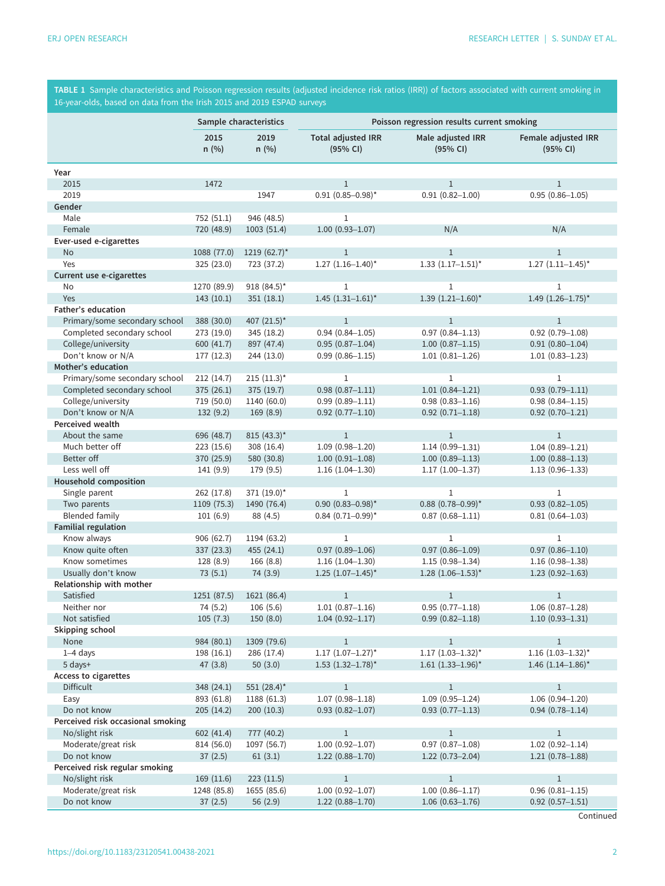TABLE 1 Sample characteristics and Poisson regression results (adjusted incidence risk ratios (IRR)) of factors associated with current smoking in 16-year-olds, based on data from the Irish 2015 and 2019 ESPAD surveys

| | Sample characteristics | | Poisson regression results current smoking | | |
|---|---|---|---|---|---|
| | 2015 n (%) | 2019 n (%) | Total adjusted IRR (95% CI) | Male adjusted IRR (95% CI) | Female adjusted IRR (95% CI) |
| **Year** | | | | | |
| 2015 | 1472 | | 1 | 1 | 1 |
| 2019 | | 1947 | 0.91 (0.85–0.98)* | 0.91 (0.82–1.00) | 0.95 (0.86–1.05) |
| **Gender** | | | | | |
| Male | 752 (51.1) | 946 (48.5) | 1 | | |
| Female | 720 (48.9) | 1003 (51.4) | 1.00 (0.93–1.07) | N/A | N/A |
| **Ever-used e-cigarettes** | | | | | |
| No | 1088 (77.0) | 1219 (62.7)* | 1 | 1 | 1 |
| Yes | 325 (23.0) | 723 (37.2) | 1.27 (1.16–1.40)* | 1.33 (1.17–1.51)* | 1.27 (1.11–1.45)* |
| **Current use e-cigarettes** | | | | | |
| No | 1270 (89.9) | 918 (84.5)* | 1 | 1 | 1 |
| Yes | 143 (10.1) | 351 (18.1) | 1.45 (1.31–1.61)* | 1.39 (1.21–1.60)* | 1.49 (1.26–1.75)* |
| **Father's education** | | | | | |
| Primary/some secondary school | 388 (30.0) | 407 (21.5)* | 1 | 1 | 1 |
| Completed secondary school | 273 (19.0) | 345 (18.2) | 0.94 (0.84–1.05) | 0.97 (0.84–1.13) | 0.92 (0.79–1.08) |
| College/university | 600 (41.7) | 897 (47.4) | 0.95 (0.87–1.04) | 1.00 (0.87–1.15) | 0.91 (0.80–1.04) |
| Don't know or N/A | 177 (12.3) | 244 (13.0) | 0.99 (0.86–1.15) | 1.01 (0.81–1.26) | 1.01 (0.83–1.23) |
| **Mother's education** | | | | | |
| Primary/some secondary school | 212 (14.7) | 215 (11.3)* | 1 | 1 | 1 |
| Completed secondary school | 375 (26.1) | 375 (19.7) | 0.98 (0.87–1.11) | 1.01 (0.84–1.21) | 0.93 (0.79–1.11) |
| College/university | 719 (50.0) | 1140 (60.0) | 0.99 (0.89–1.11) | 0.98 (0.83–1.16) | 0.98 (0.84–1.15) |
| Don't know or N/A | 132 (9.2) | 169 (8.9) | 0.92 (0.77–1.10) | 0.92 (0.71–1.18) | 0.92 (0.70–1.21) |
| **Perceived wealth** | | | | | |
| About the same | 696 (48.7) | 815 (43.3)* | 1 | 1 | 1 |
| Much better off | 223 (15.6) | 308 (16.4) | 1.09 (0.98–1.20) | 1.14 (0.99–1.31) | 1.04 (0.89–1.21) |
| Better off | 370 (25.9) | 580 (30.8) | 1.00 (0.91–1.08) | 1.00 (0.89–1.13) | 1.00 (0.88–1.13) |
| Less well off | 141 (9.9) | 179 (9.5) | 1.16 (1.04–1.30) | 1.17 (1.00–1.37) | 1.13 (0.96–1.33) |
| **Household composition** | | | | | |
| Single parent | 262 (17.8) | 371 (19.0)* | 1 | 1 | 1 |
| Two parents | 1109 (75.3) | 1490 (76.4) | 0.90 (0.83–0.98)* | 0.88 (0.78–0.99)* | 0.93 (0.82–1.05) |
| Blended family | 101 (6.9) | 88 (4.5) | 0.84 (0.71–0.99)* | 0.87 (0.68–1.11) | 0.81 (0.64–1.03) |
| **Familial regulation** | | | | | |
| Know always | 906 (62.7) | 1194 (63.2) | 1 | 1 | 1 |
| Know quite often | 337 (23.3) | 455 (24.1) | 0.97 (0.89–1.06) | 0.97 (0.86–1.09) | 0.97 (0.86–1.10) |
| Know sometimes | 128 (8.9) | 166 (8.8) | 1.16 (1.04–1.30) | 1.15 (0.98–1.34) | 1.16 (0.98–1.38) |
| Usually don't know | 73 (5.1) | 74 (3.9) | 1.25 (1.07–1.45)* | 1.28 (1.06–1.53)* | 1.23 (0.92–1.63) |
| **Relationship with mother** | | | | | |
| Satisfied | 1251 (87.5) | 1621 (86.4) | 1 | 1 | 1 |
| Neither nor | 74 (5.2) | 106 (5.6) | 1.01 (0.87–1.16) | 0.95 (0.77–1.18) | 1.06 (0.87–1.28) |
| Not satisfied | 105 (7.3) | 150 (8.0) | 1.04 (0.92–1.17) | 0.99 (0.82–1.18) | 1.10 (0.93–1.31) |
| **Skipping school** | | | | | |
| None | 984 (80.1) | 1309 (79.6) | 1 | 1 | 1 |
| 1–4 days | 198 (16.1) | 286 (17.4) | 1.17 (1.07–1.27)* | 1.17 (1.03–1.32)* | 1.16 (1.03–1.32)* |
| 5 days+ | 47 (3.8) | 50 (3.0) | 1.53 (1.32–1.78)* | 1.61 (1.33–1.96)* | 1.46 (1.14–1.86)* |
| **Access to cigarettes** | | | | | |
| Difficult | 348 (24.1) | 551 (28.4)* | 1 | 1 | 1 |
| Easy | 893 (61.8) | 1188 (61.3) | 1.07 (0.98–1.18) | 1.09 (0.95–1.24) | 1.06 (0.94–1.20) |
| Do not know | 205 (14.2) | 200 (10.3) | 0.93 (0.82–1.07) | 0.93 (0.77–1.13) | 0.94 (0.78–1.14) |
| **Perceived risk occasional smoking** | | | | | |
| No/slight risk | 602 (41.4) | 777 (40.2) | 1 | 1 | 1 |
| Moderate/great risk | 814 (56.0) | 1097 (56.7) | 1.00 (0.92–1.07) | 0.97 (0.87–1.08) | 1.02 (0.92–1.14) |
| Do not know | 37 (2.5) | 61 (3.1) | 1.22 (0.88–1.70) | 1.22 (0.73–2.04) | 1.21 (0.78–1.88) |
| **Perceived risk regular smoking** | | | | | |
| No/slight risk | 169 (11.6) | 223 (11.5) | 1 | 1 | 1 |
| Moderate/great risk | 1248 (85.8) | 1655 (85.6) | 1.00 (0.92–1.07) | 1.00 (0.86–1.17) | 0.96 (0.81–1.15) |
| Do not know | 37 (2.5) | 56 (2.9) | 1.22 (0.88–1.70) | 1.06 (0.63–1.76) | 0.92 (0.57–1.51) |

Continued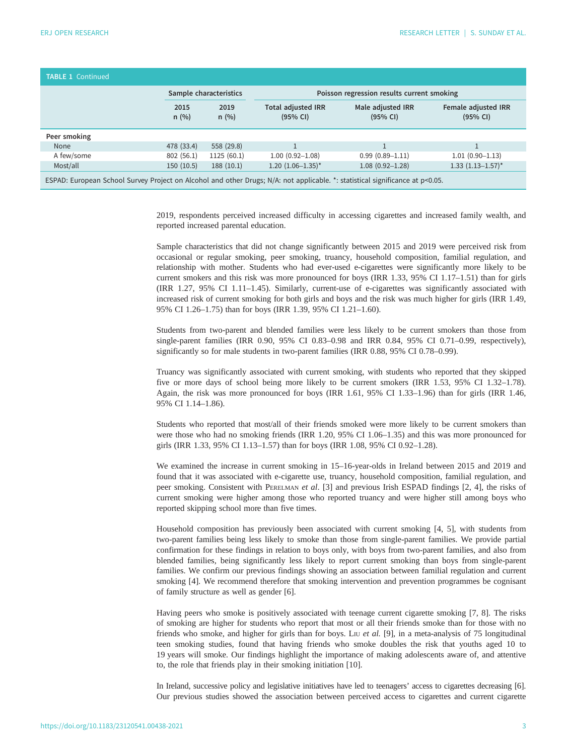**TABLE 1** Continued

| | Sample characteristics | | Poisson regression results current smoking | | |
|---|---|---|---|---|---|
| | 2015 n (%) | 2019 n (%) | Total adjusted IRR (95% CI) | Male adjusted IRR (95% CI) | Female adjusted IRR (95% CI) |
| **Peer smoking** | | | | | |
| None | 478 (33.4) | 558 (29.8) | 1 | 1 | 1 |
| A few/some | 802 (56.1) | 1125 (60.1) | 1.00 (0.92–1.08) | 0.99 (0.89–1.11) | 1.01 (0.90–1.13) |
| Most/all | 150 (10.5) | 188 (10.1) | 1.20 (1.06–1.35)* | 1.08 (0.92–1.28) | 1.33 (1.13–1.57)* |

ESPAD: European School Survey Project on Alcohol and other Drugs; N/A: not applicable. *: statistical significance at $p<0.05$.

2019, respondents perceived increased difficulty in accessing cigarettes and increased family wealth, and reported increased parental education.

Sample characteristics that did not change significantly between 2015 and 2019 were perceived risk from occasional or regular smoking, peer smoking, truancy, household composition, familial regulation, and relationship with mother. Students who had ever-used e-cigarettes were significantly more likely to be current smokers and this risk was more pronounced for boys (IRR 1.33, 95% CI 1.17–1.51) than for girls (IRR 1.27, 95% CI 1.11–1.45). Similarly, current-use of e-cigarettes was significantly associated with increased risk of current smoking for both girls and boys and the risk was much higher for girls (IRR 1.49, 95% CI 1.26–1.75) than for boys (IRR 1.39, 95% CI 1.21–1.60).

Students from two-parent and blended families were less likely to be current smokers than those from single-parent families (IRR 0.90, 95% CI 0.83–0.98 and IRR 0.84, 95% CI 0.71–0.99, respectively), significantly so for male students in two-parent families (IRR 0.88, 95% CI 0.78–0.99).

Truancy was significantly associated with current smoking, with students who reported that they skipped five or more days of school being more likely to be current smokers (IRR 1.53, 95% CI 1.32–1.78). Again, the risk was more pronounced for boys (IRR 1.61, 95% CI 1.33–1.96) than for girls (IRR 1.46, 95% CI 1.14–1.86).

Students who reported that most/all of their friends smoked were more likely to be current smokers than were those who had no smoking friends (IRR 1.20, 95% CI 1.06–1.35) and this was more pronounced for girls (IRR 1.33, 95% CI 1.13–1.57) than for boys (IRR 1.08, 95% CI 0.92–1.28).

We examined the increase in current smoking in 15–16-year-olds in Ireland between 2015 and 2019 and found that it was associated with e-cigarette use, truancy, household composition, familial regulation, and peer smoking. Consistent with PERELMAN *et al*. [3] and previous Irish ESPAD findings [2, 4], the risks of current smoking were higher among those who reported truancy and were higher still among boys who reported skipping school more than five times.

Household composition has previously been associated with current smoking [4, 5], with students from two-parent families being less likely to smoke than those from single-parent families. We provide partial confirmation for these findings in relation to boys only, with boys from two-parent families, and also from blended families, being significantly less likely to report current smoking than boys from single-parent families. We confirm our previous findings showing an association between familial regulation and current smoking [4]. We recommend therefore that smoking intervention and prevention programmes be cognisant of family structure as well as gender [6].

Having peers who smoke is positively associated with teenage current cigarette smoking [7, 8]. The risks of smoking are higher for students who report that most or all their friends smoke than for those with no friends who smoke, and higher for girls than for boys. LIU *et al*. [9], in a meta-analysis of 75 longitudinal teen smoking studies, found that having friends who smoke doubles the risk that youths aged 10 to 19 years will smoke. Our findings highlight the importance of making adolescents aware of, and attentive to, the role that friends play in their smoking initiation [10].

In Ireland, successive policy and legislative initiatives have led to teenagers' access to cigarettes decreasing [6]. Our previous studies showed the association between perceived access to cigarettes and current cigarette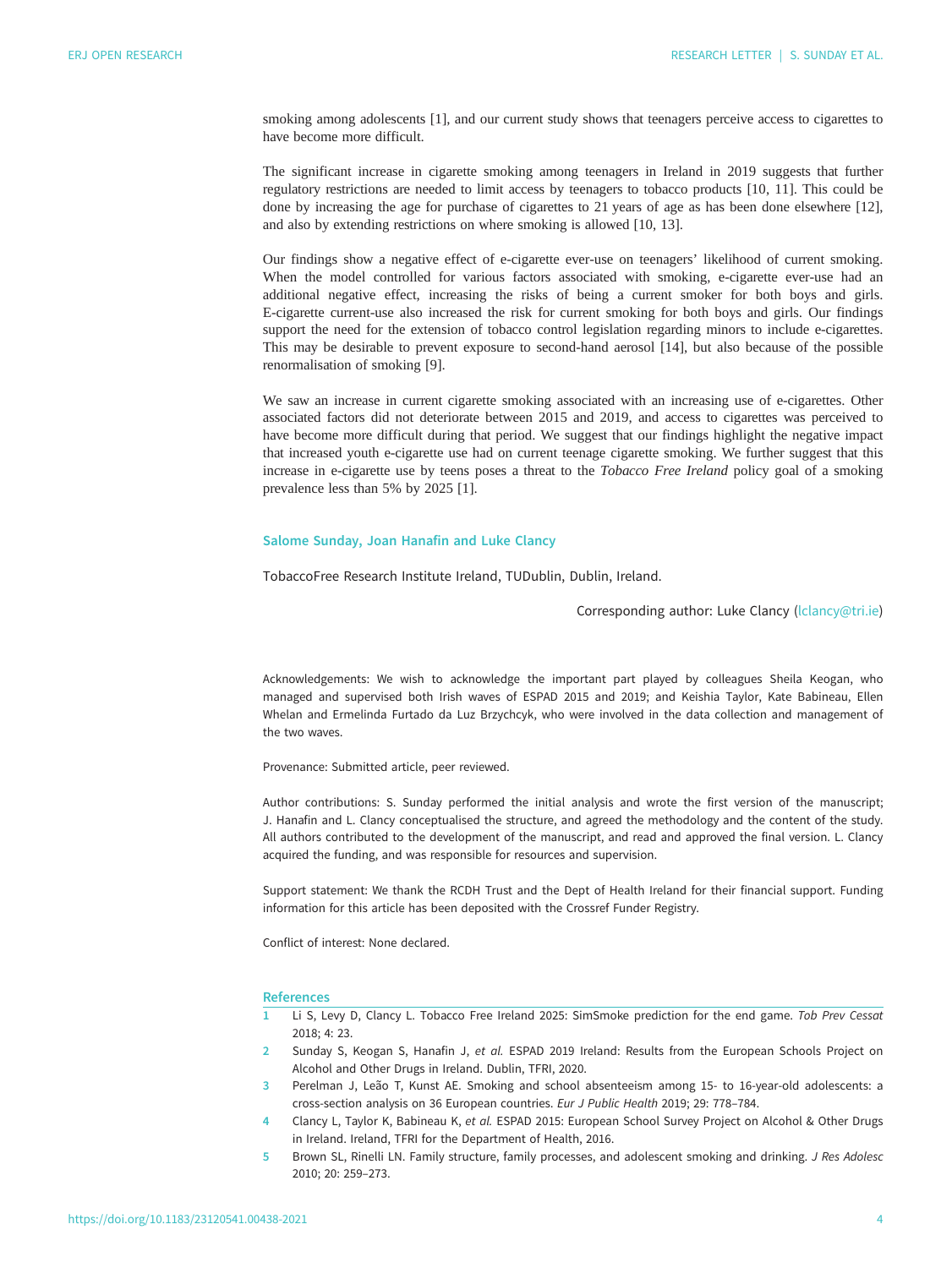smoking among adolescents [1], and our current study shows that teenagers perceive access to cigarettes to have become more difficult.

The significant increase in cigarette smoking among teenagers in Ireland in 2019 suggests that further regulatory restrictions are needed to limit access by teenagers to tobacco products [10, 11]. This could be done by increasing the age for purchase of cigarettes to 21 years of age as has been done elsewhere [12], and also by extending restrictions on where smoking is allowed [10, 13].

Our findings show a negative effect of e-cigarette ever-use on teenagers' likelihood of current smoking. When the model controlled for various factors associated with smoking, e-cigarette ever-use had an additional negative effect, increasing the risks of being a current smoker for both boys and girls. E-cigarette current-use also increased the risk for current smoking for both boys and girls. Our findings support the need for the extension of tobacco control legislation regarding minors to include e-cigarettes. This may be desirable to prevent exposure to second-hand aerosol [14], but also because of the possible renormalisation of smoking [9].

We saw an increase in current cigarette smoking associated with an increasing use of e-cigarettes. Other associated factors did not deteriorate between 2015 and 2019, and access to cigarettes was perceived to have become more difficult during that period. We suggest that our findings highlight the negative impact that increased youth e-cigarette use had on current teenage cigarette smoking. We further suggest that this increase in e-cigarette use by teens poses a threat to the *Tobacco Free Ireland* policy goal of a smoking prevalence less than 5% by 2025 [1].

**Salome Sunday, Joan Hanafin and Luke Clancy**

TobaccoFree Research Institute Ireland, TUDublin, Dublin, Ireland.

Corresponding author: Luke Clancy (lclancy@tri.ie)

Acknowledgements: We wish to acknowledge the important part played by colleagues Sheila Keogan, who managed and supervised both Irish waves of ESPAD 2015 and 2019; and Keishia Taylor, Kate Babineau, Ellen Whelan and Ermelinda Furtado da Luz Brzychcyk, who were involved in the data collection and management of the two waves.

Provenance: Submitted article, peer reviewed.

Author contributions: S. Sunday performed the initial analysis and wrote the first version of the manuscript; J. Hanafin and L. Clancy conceptualised the structure, and agreed the methodology and the content of the study. All authors contributed to the development of the manuscript, and read and approved the final version. L. Clancy acquired the funding, and was responsible for resources and supervision.

Support statement: We thank the RCDH Trust and the Dept of Health Ireland for their financial support. Funding information for this article has been deposited with the Crossref Funder Registry.

Conflict of interest: None declared.

## References

1. Li S, Levy D, Clancy L. Tobacco Free Ireland 2025: SimSmoke prediction for the end game. *Tob Prev Cessat* 2018; 4: 23.
2. Sunday S, Keogan S, Hanafin J, *et al.* ESPAD 2019 Ireland: Results from the European Schools Project on Alcohol and Other Drugs in Ireland. Dublin, TFRI, 2020.
3. Perelman J, Leão T, Kunst AE. Smoking and school absenteeism among 15- to 16-year-old adolescents: a cross-section analysis on 36 European countries. *Eur J Public Health* 2019; 29: 778–784.
4. Clancy L, Taylor K, Babineau K, *et al.* ESPAD 2015: European School Survey Project on Alcohol & Other Drugs in Ireland. Ireland, TFRI for the Department of Health, 2016.
5. Brown SL, Rinelli LN. Family structure, family processes, and adolescent smoking and drinking. *J Res Adolesc* 2010; 20: 259–273.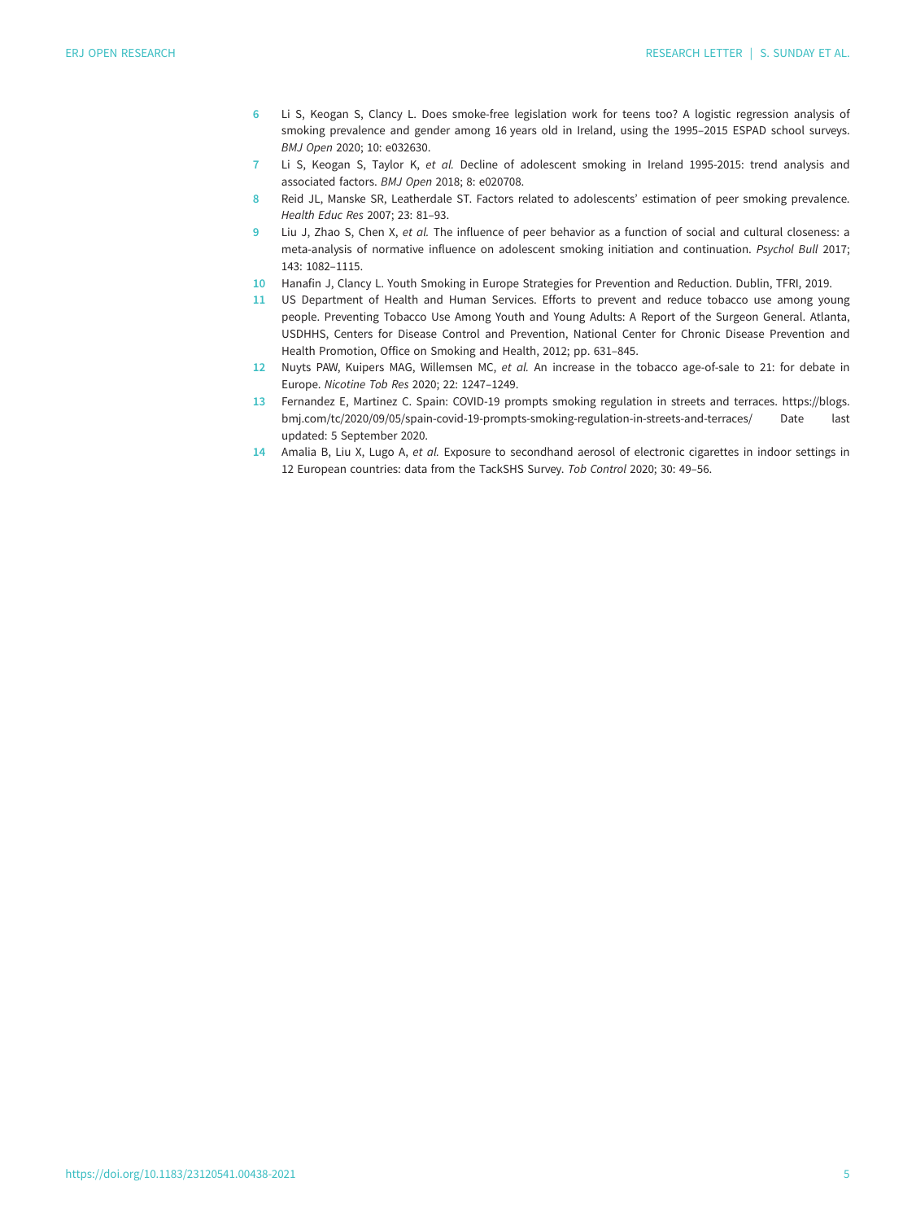6 Li S, Keogan S, Clancy L. Does smoke-free legislation work for teens too? A logistic regression analysis of smoking prevalence and gender among 16 years old in Ireland, using the 1995–2015 ESPAD school surveys. *BMJ Open* 2020; 10: e032630.

7 Li S, Keogan S, Taylor K, *et al.* Decline of adolescent smoking in Ireland 1995-2015: trend analysis and associated factors. *BMJ Open* 2018; 8: e020708.

8 Reid JL, Manske SR, Leatherdale ST. Factors related to adolescents' estimation of peer smoking prevalence. *Health Educ Res* 2007; 23: 81–93.

9 Liu J, Zhao S, Chen X, *et al.* The influence of peer behavior as a function of social and cultural closeness: a meta-analysis of normative influence on adolescent smoking initiation and continuation. *Psychol Bull* 2017; 143: 1082–1115.

10 Hanafin J, Clancy L. Youth Smoking in Europe Strategies for Prevention and Reduction. Dublin, TFRI, 2019.

11 US Department of Health and Human Services. Efforts to prevent and reduce tobacco use among young people. Preventing Tobacco Use Among Youth and Young Adults: A Report of the Surgeon General. Atlanta, USDHHS, Centers for Disease Control and Prevention, National Center for Chronic Disease Prevention and Health Promotion, Office on Smoking and Health, 2012; pp. 631–845.

12 Nuyts PAW, Kuipers MAG, Willemsen MC, *et al.* An increase in the tobacco age-of-sale to 21: for debate in Europe. *Nicotine Tob Res* 2020; 22: 1247–1249.

13 Fernandez E, Martinez C. Spain: COVID-19 prompts smoking regulation in streets and terraces. https://blogs.bmj.com/tc/2020/09/05/spain-covid-19-prompts-smoking-regulation-in-streets-and-terraces/ Date last updated: 5 September 2020.

14 Amalia B, Liu X, Lugo A, *et al.* Exposure to secondhand aerosol of electronic cigarettes in indoor settings in 12 European countries: data from the TackSHS Survey. *Tob Control* 2020; 30: 49–56.